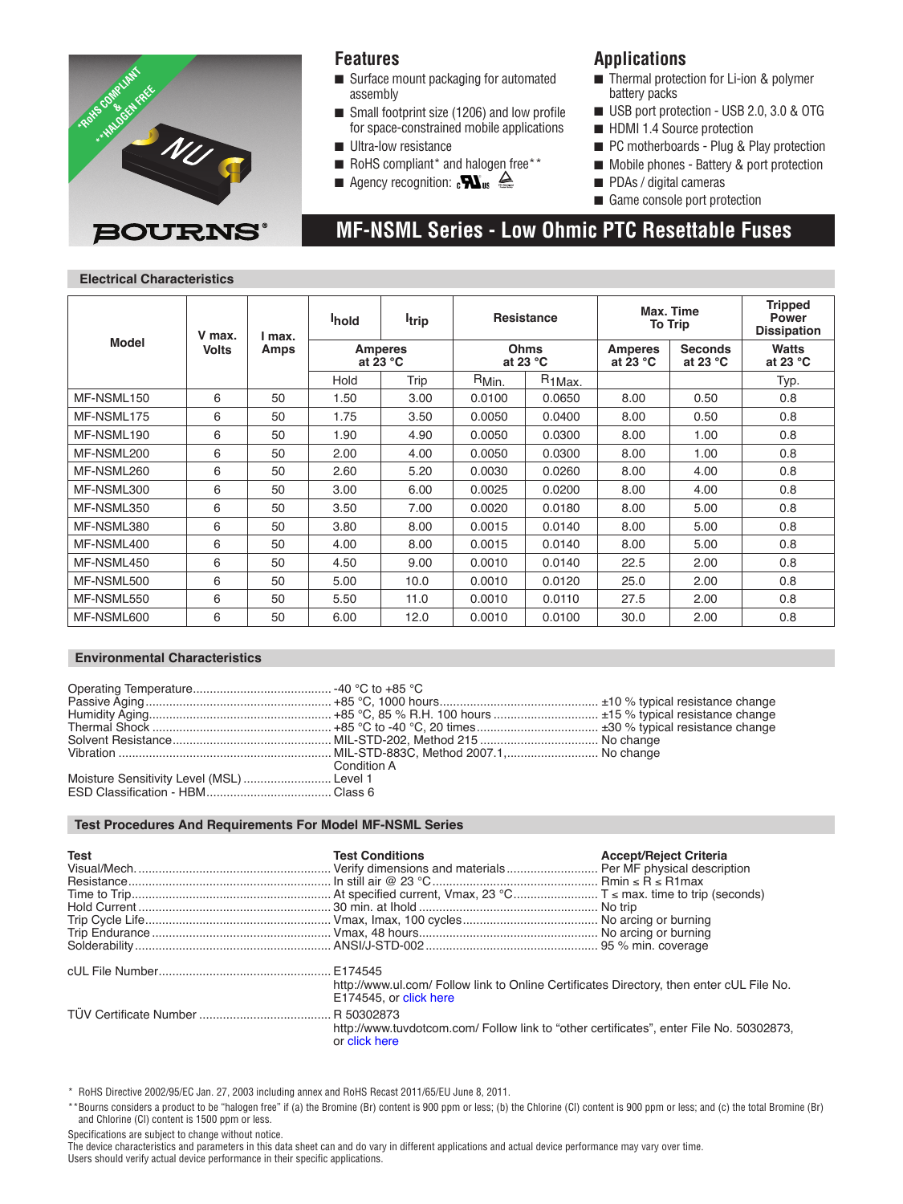BOURNS®

## Features

- Surface mount packaging for automated assembly
- Small footprint size (1206) and low profile for space-constrained mobile applications
- Ultra-low resistance
- RoHS compliant* and halogen free**
- Agency recognition:

## Applications

- Thermal protection for Li-ion & polymer battery packs
- USB port protection - USB 2.0, 3.0 & OTG
- HDMI 1.4 Source protection
- PC motherboards - Plug & Play protection
- Mobile phones - Battery & port protection
- PDAs / digital cameras
- Game console port protection

# MF-NSML Series - Low Ohmic PTC Resettable Fuses

### Electrical Characteristics

| Model | V max. Volts | I max. Amps | $I_{hold}$ | $I_{trip}$ | Resistance | | Max. Time To Trip | | Tripped Power Dissipation |
|---|---|---|---|---|---|---|---|---|---|
| | | | Amperes at 23 °C | | Ohms at 23 °C | | Amperes at 23 °C | Seconds at 23 °C | Watts at 23 °C |
| | | | Hold | Trip | $R_{Min.}$ | $R_{1Max.}$ | | | Typ. |
| MF-NSML150 | 6 | 50 | 1.50 | 3.00 | 0.0100 | 0.0650 | 8.00 | 0.50 | 0.8 |
| MF-NSML175 | 6 | 50 | 1.75 | 3.50 | 0.0050 | 0.0400 | 8.00 | 0.50 | 0.8 |
| MF-NSML190 | 6 | 50 | 1.90 | 4.90 | 0.0050 | 0.0300 | 8.00 | 1.00 | 0.8 |
| MF-NSML200 | 6 | 50 | 2.00 | 4.00 | 0.0050 | 0.0300 | 8.00 | 1.00 | 0.8 |
| MF-NSML260 | 6 | 50 | 2.60 | 5.20 | 0.0030 | 0.0260 | 8.00 | 4.00 | 0.8 |
| MF-NSML300 | 6 | 50 | 3.00 | 6.00 | 0.0025 | 0.0200 | 8.00 | 4.00 | 0.8 |
| MF-NSML350 | 6 | 50 | 3.50 | 7.00 | 0.0020 | 0.0180 | 8.00 | 5.00 | 0.8 |
| MF-NSML380 | 6 | 50 | 3.80 | 8.00 | 0.0015 | 0.0140 | 8.00 | 5.00 | 0.8 |
| MF-NSML400 | 6 | 50 | 4.00 | 8.00 | 0.0015 | 0.0140 | 8.00 | 5.00 | 0.8 |
| MF-NSML450 | 6 | 50 | 4.50 | 9.00 | 0.0010 | 0.0140 | 22.5 | 2.00 | 0.8 |
| MF-NSML500 | 6 | 50 | 5.00 | 10.0 | 0.0010 | 0.0120 | 25.0 | 2.00 | 0.8 |
| MF-NSML550 | 6 | 50 | 5.50 | 11.0 | 0.0010 | 0.0110 | 27.5 | 2.00 | 0.8 |
| MF-NSML600 | 6 | 50 | 6.00 | 12.0 | 0.0010 | 0.0100 | 30.0 | 2.00 | 0.8 |

### Environmental Characteristics

| | | |
|---|---|---|
| Operating Temperature | -40 °C to +85 °C | |
| Passive Aging | +85 °C, 1000 hours | ±10 % typical resistance change |
| Humidity Aging | +85 °C, 85 % R.H. 100 hours | ±15 % typical resistance change |
| Thermal Shock | +85 °C to -40 °C, 20 times | ±30 % typical resistance change |
| Solvent Resistance | MIL-STD-202, Method 215 | No change |
| Vibration | MIL-STD-883C, Method 2007.1, Condition A | No change |
| Moisture Sensitivity Level (MSL) | Level 1 | |
| ESD Classification - HBM | Class 6 | |

### Test Procedures And Requirements For Model MF-NSML Series

| Test | Test Conditions | Accept/Reject Criteria |
|---|---|---|
| Visual/Mech. | Verify dimensions and materials | Per MF physical description |
| Resistance | In still air @ 23 °C | Rmin ≤ R ≤ R1max |
| Time to Trip | At specified current, Vmax, 23 °C | T ≤ max. time to trip (seconds) |
| Hold Current | 30 min. at Ihold | No trip |
| Trip Cycle Life | Vmax, Imax, 100 cycles | No arcing or burning |
| Trip Endurance | Vmax, 48 hours | No arcing or burning |
| Solderability | ANSI/J-STD-002 | 95 % min. coverage |

cUL File Number .......... E174545
http://www.ul.com/ Follow link to Online Certificates Directory, then enter cUL File No. E174545, or click here

TÜV Certificate Number .......... R 50302873
http://www.tuvdotcom.com/ Follow link to "other certificates", enter File No. 50302873, or click here

\* RoHS Directive 2002/95/EC Jan. 27, 2003 including annex and RoHS Recast 2011/65/EU June 8, 2011.

\*\*Bourns considers a product to be "halogen free" if (a) the Bromine (Br) content is 900 ppm or less; (b) the Chlorine (Cl) content is 900 ppm or less; and (c) the total Bromine (Br) and Chlorine (Cl) content is 1500 ppm or less.

Specifications are subject to change without notice.
The device characteristics and parameters in this data sheet can and do vary in different applications and actual device performance may vary over time.
Users should verify actual device performance in their specific applications.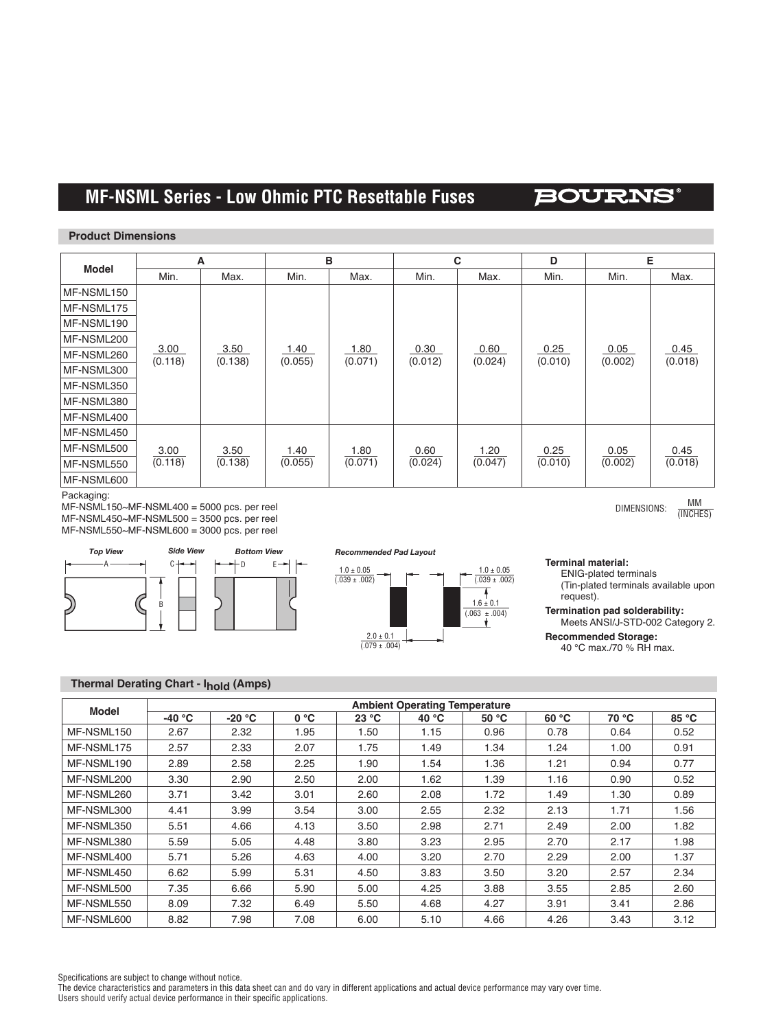## MF-NSML Series - Low Ohmic PTC Resettable Fuses

### Product Dimensions

| Model | A | | B | | C | | D | E | |
|---|---|---|---|---|---|---|---|---|---|
| | Min. | Max. | Min. | Max. | Min. | Max. | Min. | Min. | Max. |
| MF-NSML150<br>MF-NSML175<br>MF-NSML190<br>MF-NSML200<br>MF-NSML260<br>MF-NSML300<br>MF-NSML350<br>MF-NSML380<br>MF-NSML400 | 3.00<br>(0.118) | 3.50<br>(0.138) | 1.40<br>(0.055) | 1.80<br>(0.071) | 0.30<br>(0.012) | 0.60<br>(0.024) | 0.25<br>(0.010) | 0.05<br>(0.002) | 0.45<br>(0.018) |
| MF-NSML450<br>MF-NSML500<br>MF-NSML550<br>MF-NSML600 | 3.00<br>(0.118) | 3.50<br>(0.138) | 1.40<br>(0.055) | 1.80<br>(0.071) | 0.60<br>(0.024) | 1.20<br>(0.047) | 0.25<br>(0.010) | 0.05<br>(0.002) | 0.45<br>(0.018) |

Packaging:
MF-NSML150~MF-NSML400 = 5000 pcs. per reel
MF-NSML450~MF-NSML500 = 3500 pcs. per reel
MF-NSML550~MF-NSML600 = 3000 pcs. per reel

DIMENSIONS: MM / (INCHES)

*Top View* *Side View* *Bottom View*

*Recommended Pad Layout*

1.0 ± 0.05 (.039 ± .002)
1.0 ± 0.05 (.039 ± .002)
1.6 ± 0.1 (.063 ± .004)
2.0 ± 0.1 (.079 ± .004)

**Terminal material:**
ENIG-plated terminals
(Tin-plated terminals available upon request).

**Termination pad solderability:**
Meets ANSI/J-STD-002 Category 2.

**Recommended Storage:**
40 °C max./70 % RH max.

### Thermal Derating Chart - $I_{hold}$ (Amps)

| Model | Ambient Operating Temperature | | | | | | | | |
|---|---|---|---|---|---|---|---|---|---|
| | -40 °C | -20 °C | 0 °C | 23 °C | 40 °C | 50 °C | 60 °C | 70 °C | 85 °C |
| MF-NSML150 | 2.67 | 2.32 | 1.95 | 1.50 | 1.15 | 0.96 | 0.78 | 0.64 | 0.52 |
| MF-NSML175 | 2.57 | 2.33 | 2.07 | 1.75 | 1.49 | 1.34 | 1.24 | 1.00 | 0.91 |
| MF-NSML190 | 2.89 | 2.58 | 2.25 | 1.90 | 1.54 | 1.36 | 1.21 | 0.94 | 0.77 |
| MF-NSML200 | 3.30 | 2.90 | 2.50 | 2.00 | 1.62 | 1.39 | 1.16 | 0.90 | 0.52 |
| MF-NSML260 | 3.71 | 3.42 | 3.01 | 2.60 | 2.08 | 1.72 | 1.49 | 1.30 | 0.89 |
| MF-NSML300 | 4.41 | 3.99 | 3.54 | 3.00 | 2.55 | 2.32 | 2.13 | 1.71 | 1.56 |
| MF-NSML350 | 5.51 | 4.66 | 4.13 | 3.50 | 2.98 | 2.71 | 2.49 | 2.00 | 1.82 |
| MF-NSML380 | 5.59 | 5.05 | 4.48 | 3.80 | 3.23 | 2.95 | 2.70 | 2.17 | 1.98 |
| MF-NSML400 | 5.71 | 5.26 | 4.63 | 4.00 | 3.20 | 2.70 | 2.29 | 2.00 | 1.37 |
| MF-NSML450 | 6.62 | 5.99 | 5.31 | 4.50 | 3.83 | 3.50 | 3.20 | 2.57 | 2.34 |
| MF-NSML500 | 7.35 | 6.66 | 5.90 | 5.00 | 4.25 | 3.88 | 3.55 | 2.85 | 2.60 |
| MF-NSML550 | 8.09 | 7.32 | 6.49 | 5.50 | 4.68 | 4.27 | 3.91 | 3.41 | 2.86 |
| MF-NSML600 | 8.82 | 7.98 | 7.08 | 6.00 | 5.10 | 4.66 | 4.26 | 3.43 | 3.12 |

Specifications are subject to change without notice.
The device characteristics and parameters in this data sheet can and do vary in different applications and actual device performance may vary over time.
Users should verify actual device performance in their specific applications.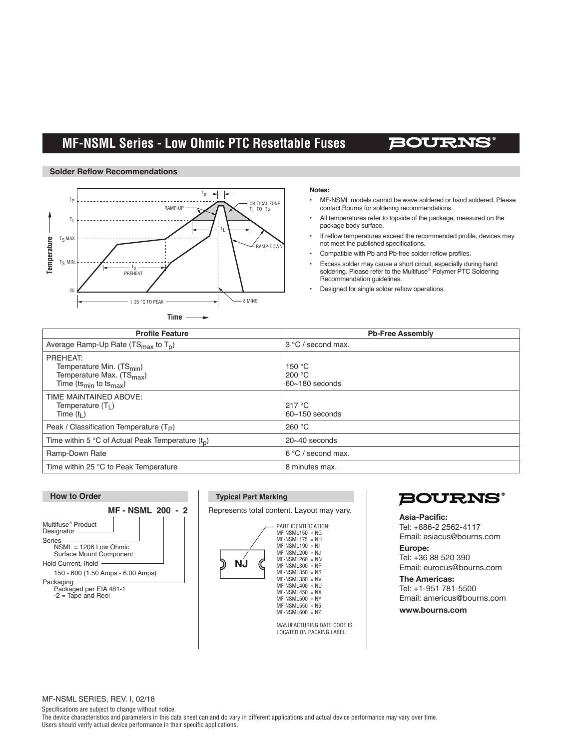# MF-NSML Series - Low Ohmic PTC Resettable Fuses

## Solder Reflow Recommendations

**Notes:**

- MF-NSML models cannot be wave soldered or hand soldered. Please contact Bourns for soldering recommendations.
- All temperatures refer to topside of the package, measured on the package body surface.
- If reflow temperatures exceed the recommended profile, devices may not meet the published specifications.
- Compatible with Pb and Pb-free solder reflow profiles.
- Excess solder may cause a short circuit, especially during hand soldering. Please refer to the Multifuse® Polymer PTC Soldering Recommendation guidelines.
- Designed for single solder reflow operations.

| Profile Feature | Pb-Free Assembly |
|---|---|
| Average Ramp-Up Rate ($TS_{max}$ to $T_p$) | 3 °C / second max. |
| PREHEAT:<br>Temperature Min. ($TS_{min}$)<br>Temperature Max. ($TS_{max}$)<br>Time ($ts_{min}$ to $ts_{max}$) | <br>150 °C<br>200 °C<br>60~180 seconds |
| TIME MAINTAINED ABOVE:<br>Temperature ($T_L$)<br>Time ($t_L$) | <br>217 °C<br>60~150 seconds |
| Peak / Classification Temperature ($T_P$) | 260 °C |
| Time within 5 °C of Actual Peak Temperature ($t_p$) | 20~40 seconds |
| Ramp-Down Rate | 6 °C / second max. |
| Time within 25 °C to Peak Temperature | 8 minutes max. |

## How to Order

**MF - NSML 200 - 2**

- Multifuse® Product Designator
- Series
  - NSML = 1206 Low Ohmic Surface Mount Component
- Hold Current, Ihold
  - 150 - 600 (1.50 Amps - 6.00 Amps)
- Packaging
  - Packaged per EIA 481-1
  - -2 = Tape and Reel

## Typical Part Marking

Represents total content. Layout may vary.

NJ

PART IDENTIFICATION:
MF-NSML150 = NG
MF-NSML175 = NH
MF-NSML190 = NI
MF-NSML200 = NJ
MF-NSML260 = NN
MF-NSML300 = NP
MF-NSML350 = NS
MF-NSML380 = NV
MF-NSML400 = NU
MF-NSML450 = NX
MF-NSML500 = NY
MF-NSML550 = N5
MF-NSML600 = NZ

MANUFACTURING DATE CODE IS LOCATED ON PACKING LABEL.

**BOURNS®**

**Asia-Pacific:**
Tel: +886-2 2562-4117
Email: asiacus@bourns.com

**Europe:**
Tel: +36 88 520 390
Email: eurocus@bourns.com

**The Americas:**
Tel: +1-951 781-5500
Email: americus@bourns.com

**www.bourns.com**

MF-NSML SERIES, REV. I, 02/18

Specifications are subject to change without notice.
The device characteristics and parameters in this data sheet can and do vary in different applications and actual device performance may vary over time.
Users should verify actual device performance in their specific applications.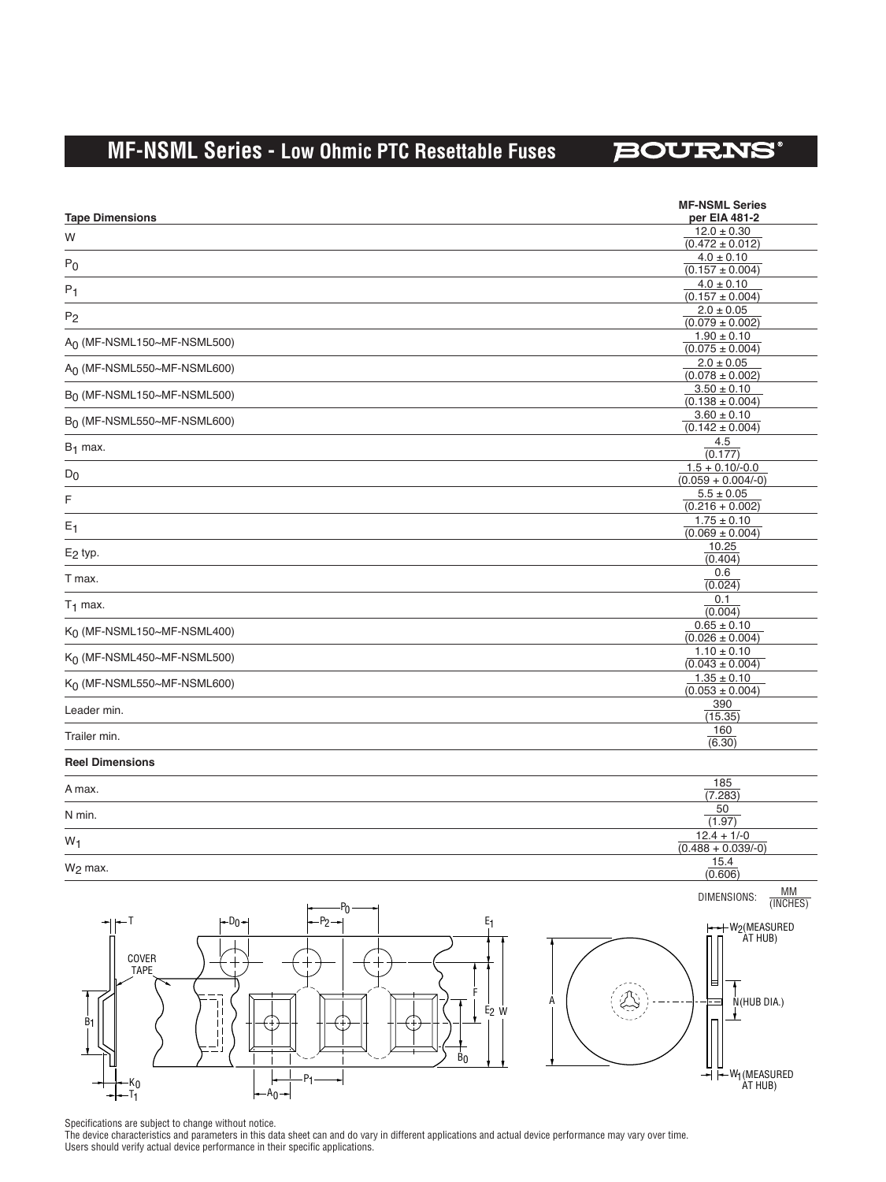## MF-NSML Series - Low Ohmic PTC Resettable Fuses

| Tape Dimensions | MF-NSML Series per EIA 481-2 |
|---|---|
| W | 12.0 ± 0.30 (0.472 ± 0.012) |
| $P_0$ | 4.0 ± 0.10 (0.157 ± 0.004) |
| $P_1$ | 4.0 ± 0.10 (0.157 ± 0.004) |
| $P_2$ | 2.0 ± 0.05 (0.079 ± 0.002) |
| $A_0$ (MF-NSML150~MF-NSML500) | 1.90 ± 0.10 (0.075 ± 0.004) |
| $A_0$ (MF-NSML550~MF-NSML600) | 2.0 ± 0.05 (0.078 ± 0.002) |
| $B_0$ (MF-NSML150~MF-NSML500) | 3.50 ± 0.10 (0.138 ± 0.004) |
| $B_0$ (MF-NSML550~MF-NSML600) | 3.60 ± 0.10 (0.142 ± 0.004) |
| $B_1$ max. | 4.5 (0.177) |
| $D_0$ | 1.5 + 0.10/-0.0 (0.059 + 0.004/-0) |
| F | 5.5 ± 0.05 (0.216 + 0.002) |
| $E_1$ | 1.75 ± 0.10 (0.069 ± 0.004) |
| $E_2$ typ. | 10.25 (0.404) |
| T max. | 0.6 (0.024) |
| $T_1$ max. | 0.1 (0.004) |
| $K_0$ (MF-NSML150~MF-NSML400) | 0.65 ± 0.10 (0.026 ± 0.004) |
| $K_0$ (MF-NSML450~MF-NSML500) | 1.10 ± 0.10 (0.043 ± 0.004) |
| $K_0$ (MF-NSML550~MF-NSML600) | 1.35 ± 0.10 (0.053 ± 0.004) |
| Leader min. | 390 (15.35) |
| Trailer min. | 160 (6.30) |
| **Reel Dimensions** | |
| A max. | 185 (7.283) |
| N min. | 50 (1.97) |
| $W_1$ | 12.4 + 1/-0 (0.488 + 0.039/-0) |
| $W_2$ max. | 15.4 (0.606) |

DIMENSIONS: MM (INCHES)

T, $D_0$, $P_2$, $P_0$, $E_1$, COVER TAPE, $B_1$, F, $E_2$, W, $B_0$, $K_0$, $T_1$, $P_1$, $A_0$

A, $W_2$ (MEASURED AT HUB), N (HUB DIA.), $W_1$ (MEASURED AT HUB)

Specifications are subject to change without notice.
The device characteristics and parameters in this data sheet can and do vary in different applications and actual device performance may vary over time.
Users should verify actual device performance in their specific applications.